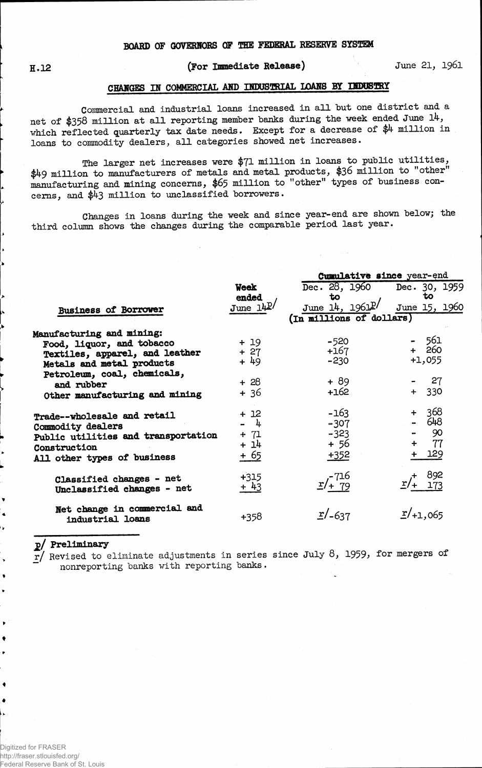BOARD OF GOVERNORS OF THE FEDERAL RESERVE SYSTEM

H.12 (For Immediate Release) June 21, 1961

## CHANGES IN COMMERCIAL AND INDUSTRIAL LOANS BY INDUSTRY

Commercial and industrial loans increased in all but one district and a net of $358 million at all reporting member banks during the week ended June 14, which reflected quarterly tax date needs. Except for a decrease of $4 million in loans to commodity dealers, all categories showed net increases.

The larger net increases were $71 million in loans to public utilities, $49 million to manufacturers of metals and metal products, $36 million to "other" manufacturing and mining concerns, $65 million to "other" types of business concerns, and $43 million to unclassified borrowers.

Changes in loans during the week and since year-end are shown below; the third column shows the changes during the comparable period last year.

| Business of Borrower | Week ended June 14p/ | Cumulative since year-end: Dec. 28, 1960 to June 14, 1961p/ | Cumulative since year-end: Dec. 30, 1959 to June 15, 1960 |
|---|---|---|---|
| | (In millions of dollars) | | |
| Manufacturing and mining: | | | |
| Food, liquor, and tobacco | + 19 | -520 | - 561 |
| Textiles, apparel, and leather | + 27 | +167 | + 260 |
| Metals and metal products | + 49 | -230 | +1,055 |
| Petroleum, coal, chemicals, and rubber | + 28 | + 89 | - 27 |
| Other manufacturing and mining | + 36 | +162 | + 330 |
| Trade--wholesale and retail | + 12 | -163 | + 368 |
| Commodity dealers | - 4 | -307 | - 648 |
| Public utilities and transportation | + 71 | -323 | - 90 |
| Construction | + 14 | + 56 | + 77 |
| All other types of business | + 65 | +352 | + 129 |
| Classified changes - net | +315 | r/-716 | r/+ 892 |
| Unclassified changes - net | + 43 | r/+ 79 | r/+ 173 |
| Net change in commercial and industrial loans | +358 | r/-637 | r/+1,065 |

p/ Preliminary

r/ Revised to eliminate adjustments in series since July 8, 1959, for mergers of nonreporting banks with reporting banks.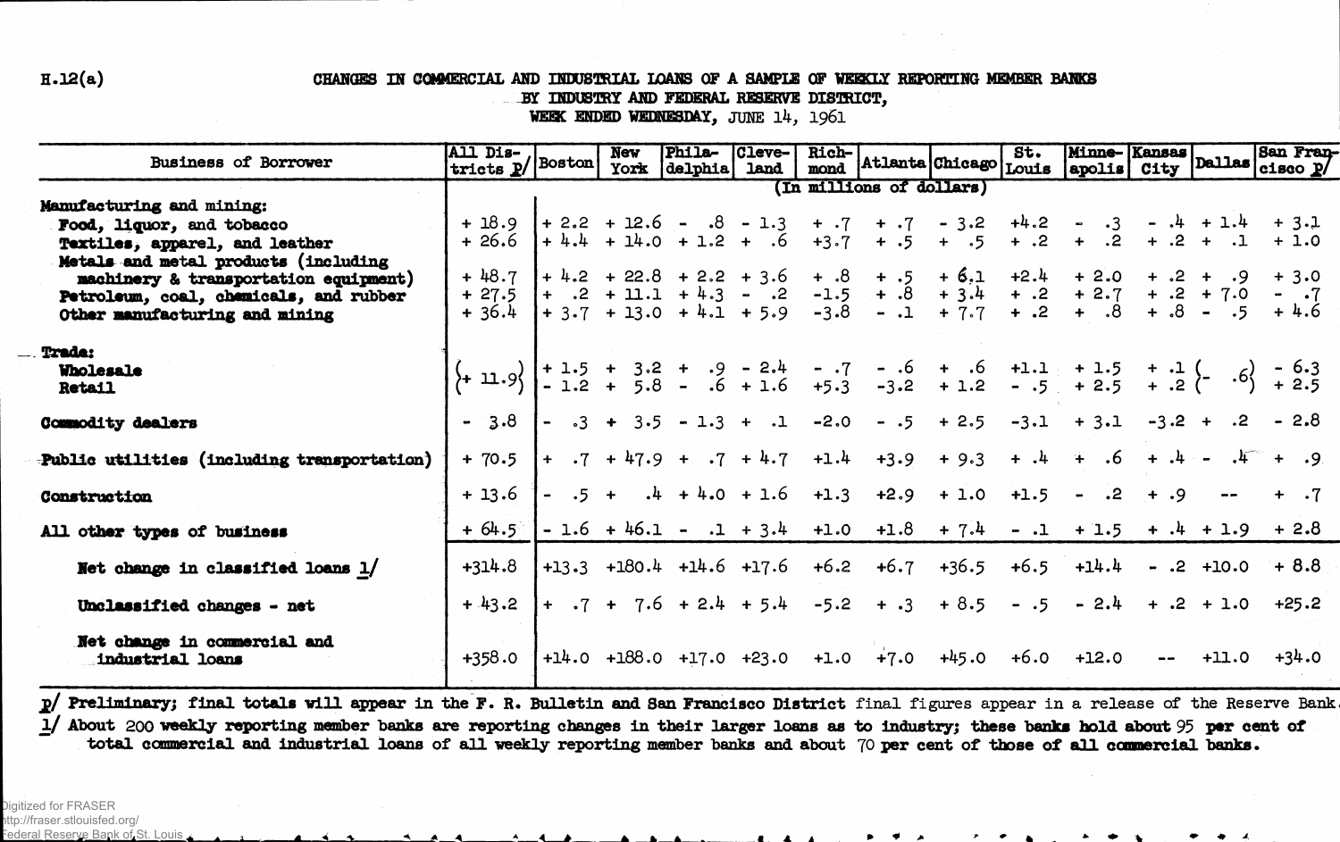H.12(a)

# CHANGES IN COMMERCIAL AND INDUSTRIAL LOANS OF A SAMPLE OF WEEKLY REPORTING MEMBER BANKS BY INDUSTRY AND FEDERAL RESERVE DISTRICT, WEEK ENDED WEDNESDAY, JUNE 14, 1961

| Business of Borrower | All Districts p/ | Boston | New York | Philadelphia | Cleveland | Richmond | Atlanta | Chicago | St. Louis | Minneapolis | Kansas City | Dallas | San Francisco p/ |
|---|---|---|---|---|---|---|---|---|---|---|---|---|---|
| | (In millions of dollars) | | | | | | | | | | | | |
| **Manufacturing and mining:** | | | | | | | | | | | | | |
| Food, liquor, and tobacco | + 18.9 | + 2.2 | + 12.6 | - .8 | - 1.3 | + .7 | + .7 | - 3.2 | +4.2 | - .3 | - .4 | + 1.4 | + 3.1 |
| Textiles, apparel, and leather | + 26.6 | + 4.4 | + 14.0 | + 1.2 | + .6 | +3.7 | + .5 | + .5 | + .2 | + .2 | + .2 | + .1 | + 1.0 |
| Metals and metal products (including machinery & transportation equipment) | + 48.7 | + 4.2 | + 22.8 | + 2.2 | + 3.6 | + .8 | + .5 | + 6.1 | +2.4 | + 2.0 | + .2 | + .9 | + 3.0 |
| Petroleum, coal, chemicals, and rubber | + 27.5 | + .2 | + 11.1 | + 4.3 | - .2 | -1.5 | + .8 | + 3.4 | + .2 | + 2.7 | + .2 | + 7.0 | - .7 |
| Other manufacturing and mining | + 36.4 | + 3.7 | + 13.0 | + 4.1 | + 5.9 | -3.8 | - .1 | + 7.7 | + .2 | + .8 | + .8 | - .5 | + 4.6 |
| **Trade:** | | | | | | | | | | | | | |
| Wholesale | (+ 11.9) | + 1.5 | + 3.2 | + .9 | - 2.4 | - .7 | - .6 | + .6 | +1.1 | + 1.5 | + .1 | (- .6) | - 6.3 |
| Retail | | - 1.2 | + 5.8 | - .6 | + 1.6 | +5.3 | -3.2 | + 1.2 | - .5 | + 2.5 | + .2 | | + 2.5 |
| **Commodity dealers** | - 3.8 | - .3 | + 3.5 | - 1.3 | + .1 | -2.0 | - .5 | + 2.5 | -3.1 | + 3.1 | -3.2 | + .2 | - 2.8 |
| **Public utilities (including transportation)** | + 70.5 | + .7 | + 47.9 | + .7 | + 4.7 | +1.4 | +3.9 | + 9.3 | + .4 | + .6 | + .4 | - .4 | + .9 |
| **Construction** | + 13.6 | - .5 | + .4 | + 4.0 | + 1.6 | +1.3 | +2.9 | + 1.0 | +1.5 | - .2 | + .9 | -- | + .7 |
| **All other types of business** | + 64.5 | - 1.6 | + 46.1 | - .1 | + 3.4 | +1.0 | +1.8 | + 7.4 | - .1 | + 1.5 | + .4 | + 1.9 | + 2.8 |
| **Net change in classified loans 1/** | +314.8 | +13.3 | +180.4 | +14.6 | +17.6 | +6.2 | +6.7 | +36.5 | +6.5 | +14.4 | - .2 | +10.0 | + 8.8 |
| **Unclassified changes - net** | + 43.2 | + .7 | + 7.6 | + 2.4 | + 5.4 | -5.2 | + .3 | + 8.5 | - .5 | - 2.4 | + .2 | + 1.0 | +25.2 |
| **Net change in commercial and industrial loans** | +358.0 | +14.0 | +188.0 | +17.0 | +23.0 | +1.0 | +7.0 | +45.0 | +6.0 | +12.0 | -- | +11.0 | +34.0 |

p/ Preliminary; final totals will appear in the F. R. Bulletin and San Francisco District final figures appear in a release of the Reserve Bank.

1/ About 200 weekly reporting member banks are reporting changes in their larger loans as to industry; these banks hold about 95 per cent of total commercial and industrial loans of all weekly reporting member banks and about 70 per cent of those of all commercial banks.